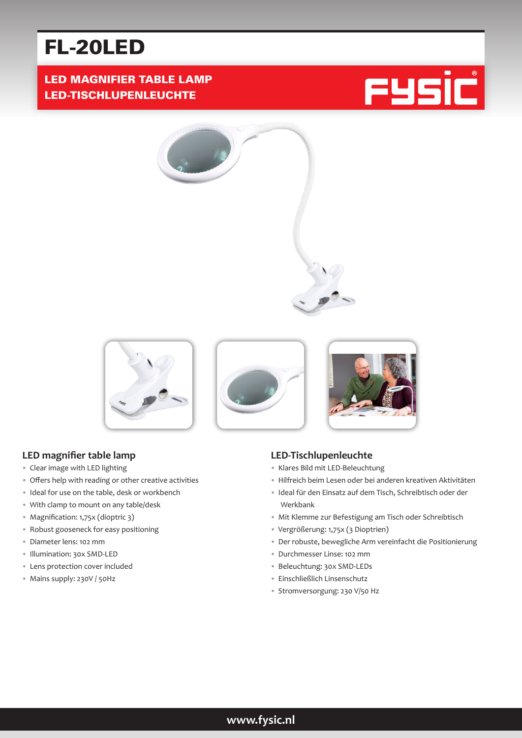# FL-20LED

## LED MAGNIFIER TABLE LAMP
## LED-TISCHLUPENLEUCHTE

FYSIC®

### LED magnifier table lamp

- Clear image with LED lighting
- Offers help with reading or other creative activities
- Ideal for use on the table, desk or workbench
- With clamp to mount on any table/desk
- Magnification: 1,75x (dioptric 3)
- Robust gooseneck for easy positioning
- Diameter lens: 102 mm
- Illumination: 30x SMD-LED
- Lens protection cover included
- Mains supply: 230V / 50Hz

### LED-Tischlupenleuchte

- Klares Bild mit LED-Beleuchtung
- Hilfreich beim Lesen oder bei anderen kreativen Aktivitäten
- Ideal für den Einsatz auf dem Tisch, Schreibtisch oder der Werkbank
- Mit Klemme zur Befestigung am Tisch oder Schreibtisch
- Vergrößerung: 1,75x (3 Dioptrien)
- Der robuste, bewegliche Arm vereinfacht die Positionierung
- Durchmesser Linse: 102 mm
- Beleuchtung: 30x SMD-LEDs
- Einschließlich Linsenschutz
- Stromversorgung: 230 V/50 Hz

www.fysic.nl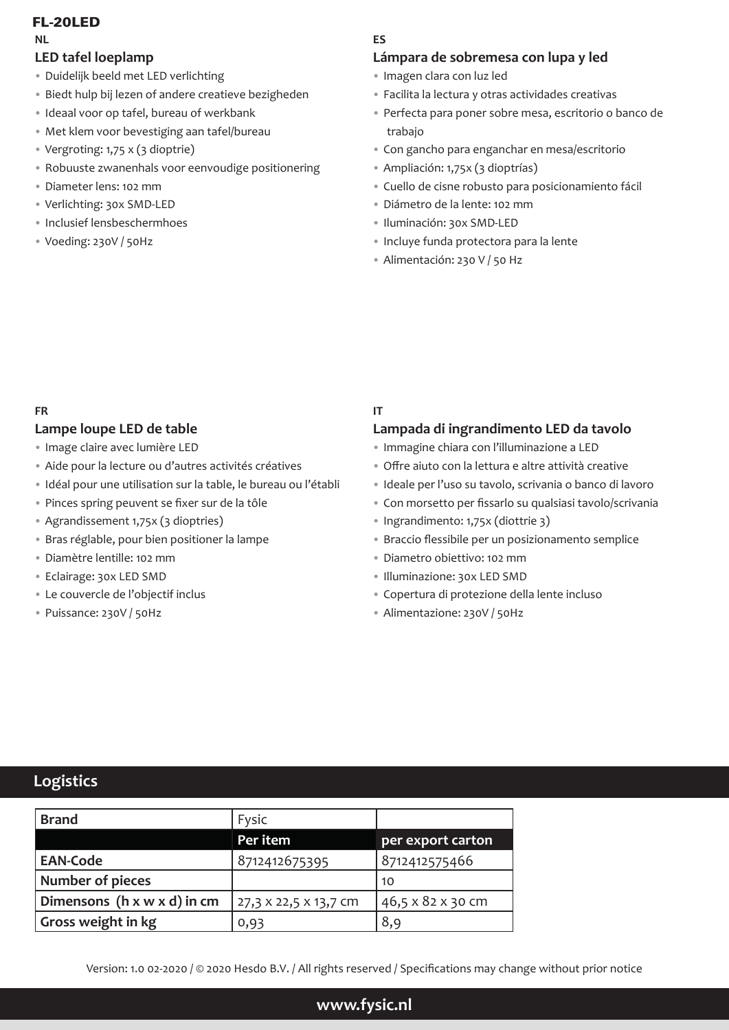# FL-20LED

**NL**

## LED tafel loeplamp

- Duidelijk beeld met LED verlichting
- Biedt hulp bij lezen of andere creatieve bezigheden
- Ideaal voor op tafel, bureau of werkbank
- Met klem voor bevestiging aan tafel/bureau
- Vergroting: 1,75 x (3 dioptrie)
- Robuuste zwanenhals voor eenvoudige positionering
- Diameter lens: 102 mm
- Verlichting: 30x SMD-LED
- Inclusief lensbeschermhoes
- Voeding: 230V / 50Hz

**ES**

## Lámpara de sobremesa con lupa y led

- Imagen clara con luz led
- Facilita la lectura y otras actividades creativas
- Perfecta para poner sobre mesa, escritorio o banco de trabajo
- Con gancho para enganchar en mesa/escritorio
- Ampliación: 1,75x (3 dioptrías)
- Cuello de cisne robusto para posicionamiento fácil
- Diámetro de la lente: 102 mm
- Iluminación: 30x SMD-LED
- Incluye funda protectora para la lente
- Alimentación: 230 V / 50 Hz

**FR**

## Lampe loupe LED de table

- Image claire avec lumière LED
- Aide pour la lecture ou d'autres activités créatives
- Idéal pour une utilisation sur la table, le bureau ou l'établi
- Pinces spring peuvent se fixer sur de la tôle
- Agrandissement 1,75x (3 dioptries)
- Bras réglable, pour bien positioner la lampe
- Diamètre lentille: 102 mm
- Eclairage: 30x LED SMD
- Le couvercle de l'objectif inclus
- Puissance: 230V / 50Hz

**IT**

## Lampada di ingrandimento LED da tavolo

- Immagine chiara con l'illuminazione a LED
- Offre aiuto con la lettura e altre attività creative
- Ideale per l'uso su tavolo, scrivania o banco di lavoro
- Con morsetto per fissarlo su qualsiasi tavolo/scrivania
- Ingrandimento: 1,75x (diottrie 3)
- Braccio flessibile per un posizionamento semplice
- Diametro obiettivo: 102 mm
- Illuminazione: 30x LED SMD
- Copertura di protezione della lente incluso
- Alimentazione: 230V / 50Hz

## Logistics

| Brand | Fysic | |
|---|---|---|
| | **Per item** | **per export carton** |
| **EAN-Code** | 8712412675395 | 8712412575466 |
| **Number of pieces** | | 10 |
| **Dimensons (h x w x d) in cm** | 27,3 x 22,5 x 13,7 cm | 46,5 x 82 x 30 cm |
| **Gross weight in kg** | 0,93 | 8,9 |

Version: 1.0 02-2020 / © 2020 Hesdo B.V. / All rights reserved / Specifications may change without prior notice

**www.fysic.nl**